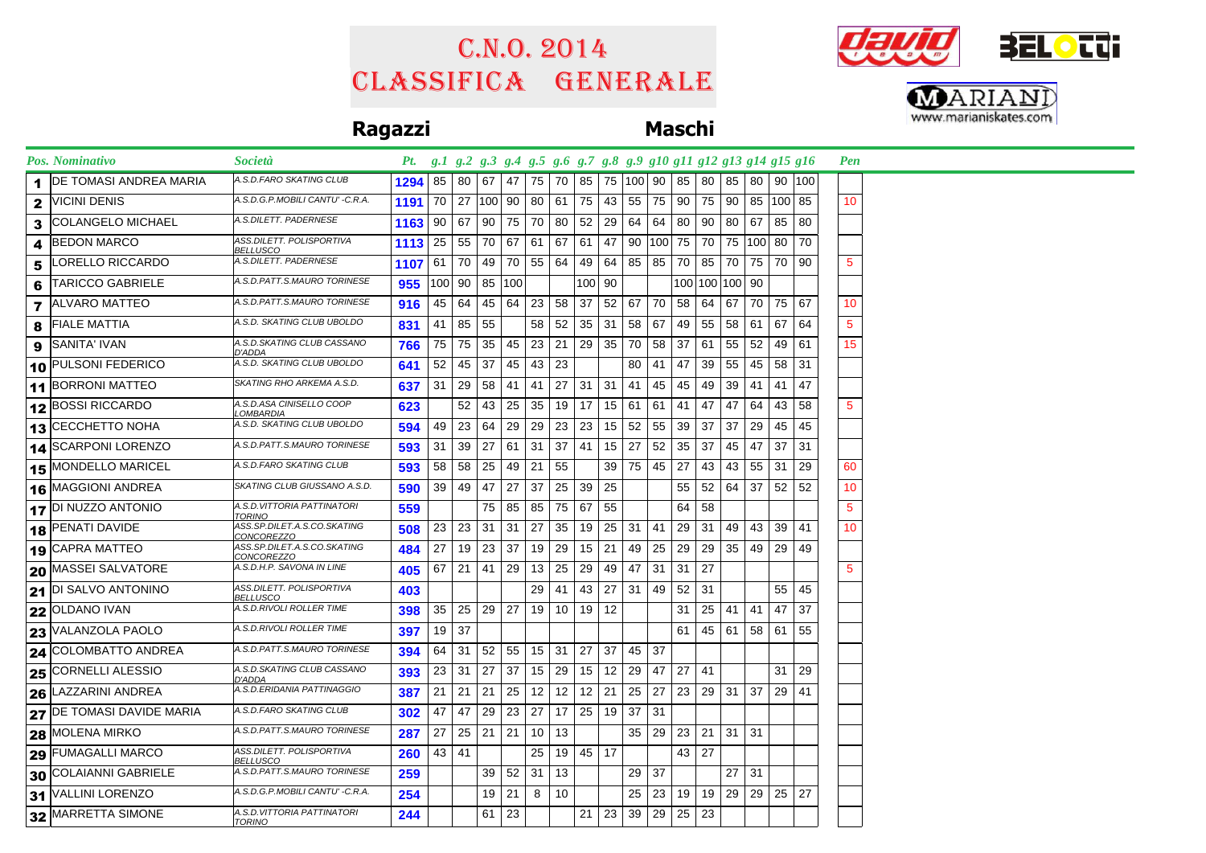# C.N.O. 2014
# Classifica Generale

## Ragazzi — Maschi

| Pos. | Nominativo | Società | Pt. | g.1 | g.2 | g.3 | g.4 | g.5 | g.6 | g.7 | g.8 | g.9 | g10 | g11 | g12 | g13 | g14 | g15 | g16 | Pen |
|---|---|---|---|---|---|---|---|---|---|---|---|---|---|---|---|---|---|---|---|---|
| 1 | DE TOMASI ANDREA MARIA | A.S.D.FARO SKATING CLUB | 1294 | 85 | 80 | 67 | 47 | 75 | 70 | 85 | 75 | 100 | 90 | 85 | 80 | 85 | 80 | 90 | 100 | |
| 2 | VICINI DENIS | A.S.D.G.P.MOBILI CANTU' -C.R.A. | 1191 | 70 | 27 | 100 | 90 | 80 | 61 | 75 | 43 | 55 | 75 | 90 | 75 | 90 | 85 | 100 | 85 | 10 |
| 3 | COLANGELO MICHAEL | A.S.DILETT. PADERNESE | 1163 | 90 | 67 | 90 | 75 | 70 | 80 | 52 | 29 | 64 | 64 | 80 | 90 | 80 | 67 | 85 | 80 | |
| 4 | BEDON MARCO | ASS.DILETT. POLISPORTIVA BELLUSCO | 1113 | 25 | 55 | 70 | 67 | 61 | 67 | 61 | 47 | 90 | 100 | 75 | 70 | 75 | 100 | 80 | 70 | |
| 5 | LORELLO RICCARDO | A.S.DILETT. PADERNESE | 1107 | 61 | 70 | 49 | 70 | 55 | 64 | 49 | 64 | 85 | 85 | 70 | 85 | 70 | 75 | 70 | 90 | 5 |
| 6 | TARICCO GABRIELE | A.S.D.PATT.S.MAURO TORINESE | 955 | 100 | 90 | 85 | 100 | | | 100 | 90 | | | 100 | 100 | 100 | 90 | | | |
| 7 | ALVARO MATTEO | A.S.D.PATT.S.MAURO TORINESE | 916 | 45 | 64 | 45 | 64 | 23 | 58 | 37 | 52 | 67 | 70 | 58 | 64 | 67 | 70 | 75 | 67 | 10 |
| 8 | FIALE MATTIA | A.S.D. SKATING CLUB UBOLDO | 831 | 41 | 85 | 55 | | 58 | 52 | 35 | 31 | 58 | 67 | 49 | 55 | 58 | 61 | 67 | 64 | 5 |
| 9 | SANITA' IVAN | A.S.D.SKATING CLUB CASSANO D'ADDA | 766 | 75 | 75 | 35 | 45 | 23 | 21 | 29 | 35 | 70 | 58 | 37 | 61 | 55 | 52 | 49 | 61 | 15 |
| 10 | PULSONI FEDERICO | A.S.D. SKATING CLUB UBOLDO | 641 | 52 | 45 | 37 | 45 | 43 | 23 | | | 80 | 41 | 47 | 39 | 55 | 45 | 58 | 31 | |
| 11 | BORRONI MATTEO | SKATING RHO ARKEMA A.S.D. | 637 | 31 | 29 | 58 | 41 | 41 | 27 | 31 | 31 | 41 | 45 | 45 | 49 | 39 | 41 | 41 | 47 | |
| 12 | BOSSI RICCARDO | A.S.D.ASA CINISELLO COOP LOMBARDIA | 623 | | 52 | 43 | 25 | 35 | 19 | 17 | 15 | 61 | 61 | 41 | 47 | 47 | 64 | 43 | 58 | 5 |
| 13 | CECCHETTO NOHA | A.S.D. SKATING CLUB UBOLDO | 594 | 49 | 23 | 64 | 29 | 29 | 23 | 23 | 15 | 52 | 55 | 39 | 37 | 37 | 29 | 45 | 45 | |
| 14 | SCARPONI LORENZO | A.S.D.PATT.S.MAURO TORINESE | 593 | 31 | 39 | 27 | 61 | 31 | 37 | 41 | 15 | 27 | 52 | 35 | 37 | 45 | 47 | 37 | 31 | |
| 15 | MONDELLO MARICEL | A.S.D.FARO SKATING CLUB | 593 | 58 | 58 | 25 | 49 | 21 | 55 | | 39 | 75 | 45 | 27 | 43 | 43 | 55 | 31 | 29 | 60 |
| 16 | MAGGIONI ANDREA | SKATING CLUB GIUSSANO A.S.D. | 590 | 39 | 49 | 47 | 27 | 37 | 25 | 39 | 25 | | | 55 | 52 | 64 | 37 | 52 | 52 | 10 |
| 17 | DI NUZZO ANTONIO | A.S.D.VITTORIA PATTINATORI TORINO | 559 | | | 75 | 85 | 85 | 75 | 67 | 55 | | | 64 | 58 | | | | | 5 |
| 18 | PENATI DAVIDE | ASS.SP.DILET.A.S.CO.SKATING CONCOREZZO | 508 | 23 | 23 | 31 | 31 | 27 | 35 | 19 | 25 | 31 | 41 | 29 | 31 | 49 | 43 | 39 | 41 | 10 |
| 19 | CAPRA MATTEO | ASS.SP.DILET.A.S.CO.SKATING CONCOREZZO | 484 | 27 | 19 | 23 | 37 | 19 | 29 | 15 | 21 | 49 | 25 | 29 | 29 | 35 | 49 | 29 | 49 | |
| 20 | MASSEI SALVATORE | A.S.D.H.P. SAVONA IN LINE | 405 | 67 | 21 | 41 | 29 | 13 | 25 | 29 | 49 | 47 | 31 | 31 | 27 | | | | | 5 |
| 21 | DI SALVO ANTONINO | ASS.DILETT. POLISPORTIVA BELLUSCO | 403 | | | | | 29 | 41 | 43 | 27 | 31 | 49 | 52 | 31 | | | 55 | 45 | |
| 22 | OLDANO IVAN | A.S.D.RIVOLI ROLLER TIME | 398 | 35 | 25 | 29 | 27 | 19 | 10 | 19 | 12 | | | 31 | 25 | 41 | 41 | 47 | 37 | |
| 23 | VALANZOLA PAOLO | A.S.D.RIVOLI ROLLER TIME | 397 | 19 | 37 | | | | | | | | | 61 | 45 | 61 | 58 | 61 | 55 | |
| 24 | COLOMBATTO ANDREA | A.S.D.PATT.S.MAURO TORINESE | 394 | 64 | 31 | 52 | 55 | 15 | 31 | 27 | 37 | 45 | 37 | | | | | | | |
| 25 | CORNELLI ALESSIO | A.S.D.SKATING CLUB CASSANO D'ADDA | 393 | 23 | 31 | 27 | 37 | 15 | 29 | 15 | 12 | 29 | 47 | 27 | 41 | | | 31 | 29 | |
| 26 | LAZZARINI ANDREA | A.S.D.ERIDANIA PATTINAGGIO | 387 | 21 | 21 | 21 | 25 | 12 | 12 | 12 | 21 | 25 | 27 | 23 | 29 | 31 | 37 | 29 | 41 | |
| 27 | DE TOMASI DAVIDE MARIA | A.S.D.FARO SKATING CLUB | 302 | 47 | 47 | 29 | 23 | 27 | 17 | 25 | 19 | 37 | 31 | | | | | | | |
| 28 | MOLENA MIRKO | A.S.D.PATT.S.MAURO TORINESE | 287 | 27 | 25 | 21 | 21 | 10 | 13 | | | 35 | 29 | 23 | 21 | 31 | 31 | | | |
| 29 | FUMAGALLI MARCO | ASS.DILETT. POLISPORTIVA BELLUSCO | 260 | 43 | 41 | | | 25 | 19 | 45 | 17 | | | 43 | 27 | | | | | |
| 30 | COLAIANNI GABRIELE | A.S.D.PATT.S.MAURO TORINESE | 259 | | | 39 | 52 | 31 | 13 | | | 29 | 37 | | | 27 | 31 | | | |
| 31 | VALLINI LORENZO | A.S.D.G.P.MOBILI CANTU' -C.R.A. | 254 | | | 19 | 21 | 8 | 10 | | | 25 | 23 | 19 | 19 | 29 | 29 | 25 | 27 | |
| 32 | MARRETTA SIMONE | A.S.D.VITTORIA PATTINATORI TORINO | 244 | | | 61 | 23 | | | 21 | 23 | 39 | 29 | 25 | 23 | | | | | |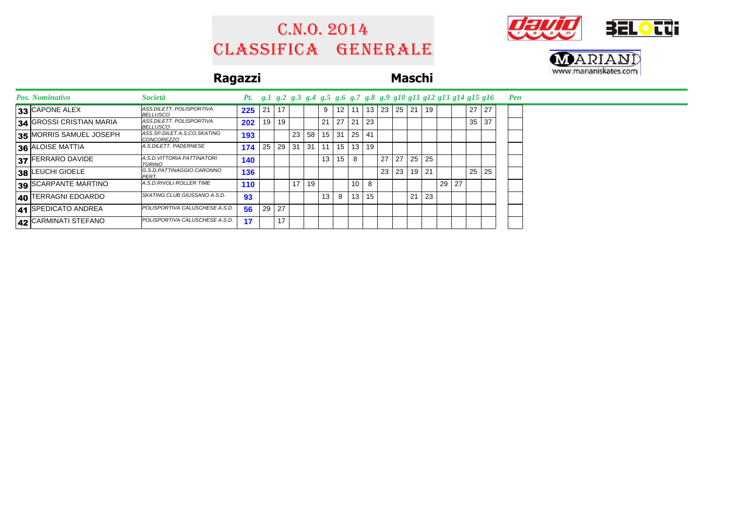# C.N.O. 2014
# Classifica Generale

**Ragazzi** **Maschi**

| Pos. | Nominativo | Società | Pt. | g.1 | g.2 | g.3 | g.4 | g.5 | g.6 | g.7 | g.8 | g.9 | g10 | g11 | g12 | g13 | g14 | g15 | g16 | Pen |
|---|---|---|---|---|---|---|---|---|---|---|---|---|---|---|---|---|---|---|---|---|
| 33 | CAPONE ALEX | ASS.DILETT. POLISPORTIVA BELLUSCO | 225 | 21 | 17 | | | 9 | 12 | 11 | 13 | 23 | 25 | 21 | 19 | | | 27 | 27 | |
| 34 | GROSSI CRISTIAN MARIA | ASS.DILETT. POLISPORTIVA BELLUSCO | 202 | 19 | 19 | | | 21 | 27 | 21 | 23 | | | | | | | 35 | 37 | |
| 35 | MORRIS SAMUEL JOSEPH | ASS.SP.DILET.A.S.CO.SKATING CONCOREZZO | 193 | | | 23 | 58 | 15 | 31 | 25 | 41 | | | | | | | | | |
| 36 | ALOISE MATTIA | A.S.DILETT. PADERNESE | 174 | 25 | 29 | 31 | 31 | 11 | 15 | 13 | 19 | | | | | | | | | |
| 37 | FERRARO DAVIDE | A.S.D.VITTORIA PATTINATORI TORINO | 140 | | | | | 13 | 15 | 8 | | 27 | 27 | 25 | 25 | | | | | |
| 38 | LEUCHI GIOELE | G.S.D.PATTINAGGIO CARONNO PERT. | 136 | | | | | | | | | 23 | 23 | 19 | 21 | | | 25 | 25 | |
| 39 | SCARPANTE MARTINO | A.S.D.RIVOLI ROLLER TIME | 110 | | | 17 | 19 | | | 10 | 8 | | | | | 29 | 27 | | | |
| 40 | TERRAGNI EDOARDO | SKATING CLUB GIUSSANO A.S.D. | 93 | | | | | 13 | 8 | 13 | 15 | | | 21 | 23 | | | | | |
| 41 | SPEDICATO ANDREA | POLISPORTIVA CALUSCHESE A.S.D. | 56 | 29 | 27 | | | | | | | | | | | | | | | |
| 42 | CARMINATI STEFANO | POLISPORTIVA CALUSCHESE A.S.D. | 17 | | 17 | | | | | | | | | | | | | | | |